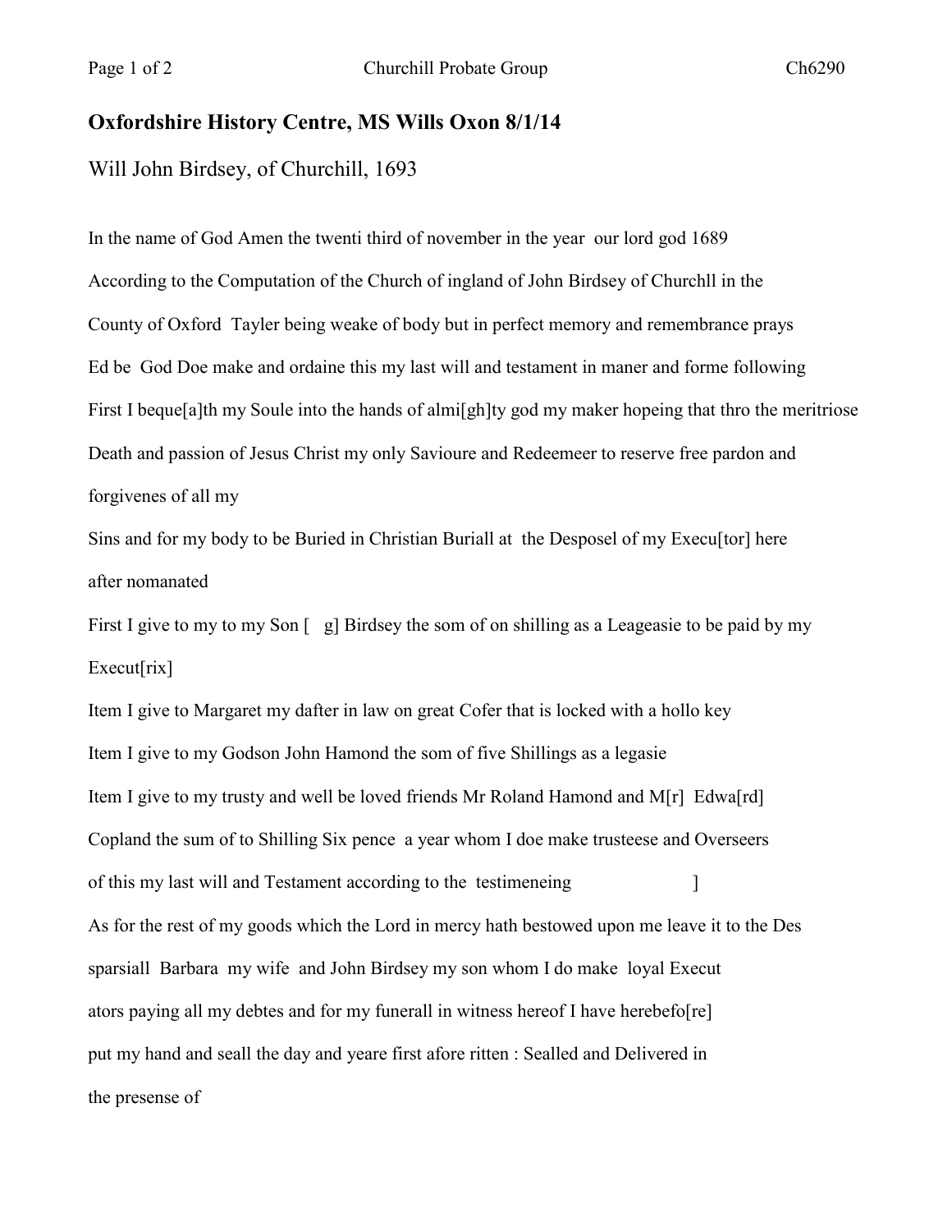## Oxfordshire History Centre, MS Wills Oxon 8/1/14

Will John Birdsey, of Churchill, 1693

In the name of God Amen the twenti third of november in the year our lord god 1689

According to the Computation of the Church of ingland of John Birdsey of Churchll in the

County of Oxford Tayler being weake of body but in perfect memory and remembrance prays

Ed be God Doe make and ordaine this my last will and testament in maner and forme following

First I beque[a]th my Soule into the hands of almi[gh]ty god my maker hopeing that thro the meritriose

Death and passion of Jesus Christ my only Savioure and Redeemeer to reserve free pardon and

forgivenes of all my

Sins and for my body to be Buried in Christian Buriall at the Desposel of my Execu[tor] here

after nomanated

First I give to my to my Son [ g] Birdsey the som of on shilling as a Leageasie to be paid by my

Execut[rix]

Item I give to Margaret my dafter in law on great Cofer that is locked with a hollo key

Item I give to my Godson John Hamond the som of five Shillings as a legasie

Item I give to my trusty and well be loved friends Mr Roland Hamond and M[r] Edwa[rd]

Copland the sum of to Shilling Six pence a year whom I doe make trusteese and Overseers

of this my last will and Testament according to the testimeneing ]

As for the rest of my goods which the Lord in mercy hath bestowed upon me leave it to the Des

sparsiall Barbara my wife and John Birdsey my son whom I do make loyal Execut

ators paying all my debtes and for my funerall in witness hereof I have herebefo[re]

put my hand and seall the day and yeare first afore ritten : Sealled and Delivered in

the presense of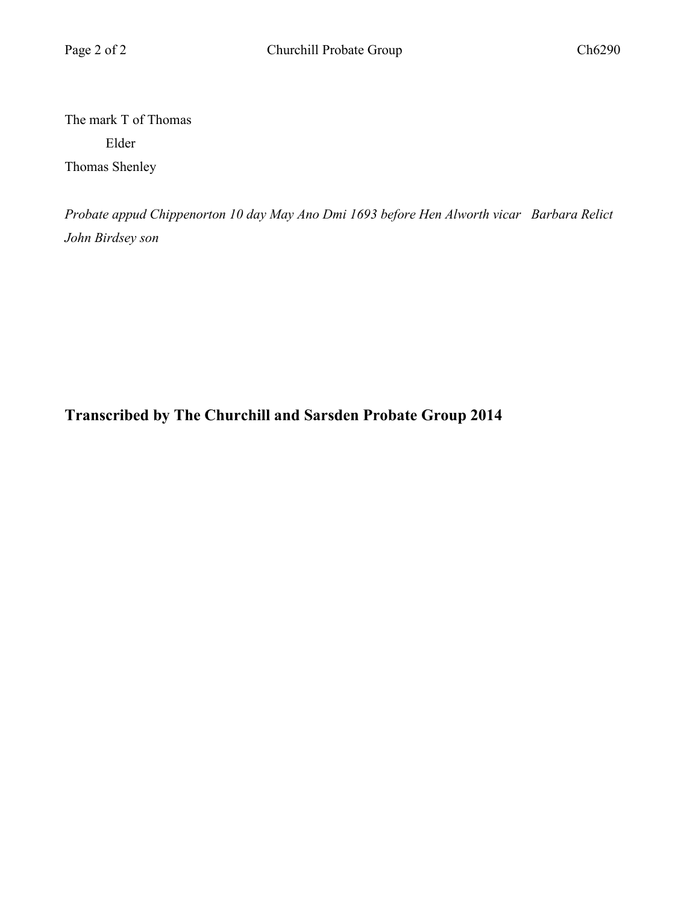The mark T of Thomas

Elder

Thomas Shenley

*Probate appud Chippenorton 10 day May Ano Dmi 1693 before Hen Alworth vicar   Barbara Relict John Birdsey son*

**Transcribed by The Churchill and Sarsden Probate Group 2014**